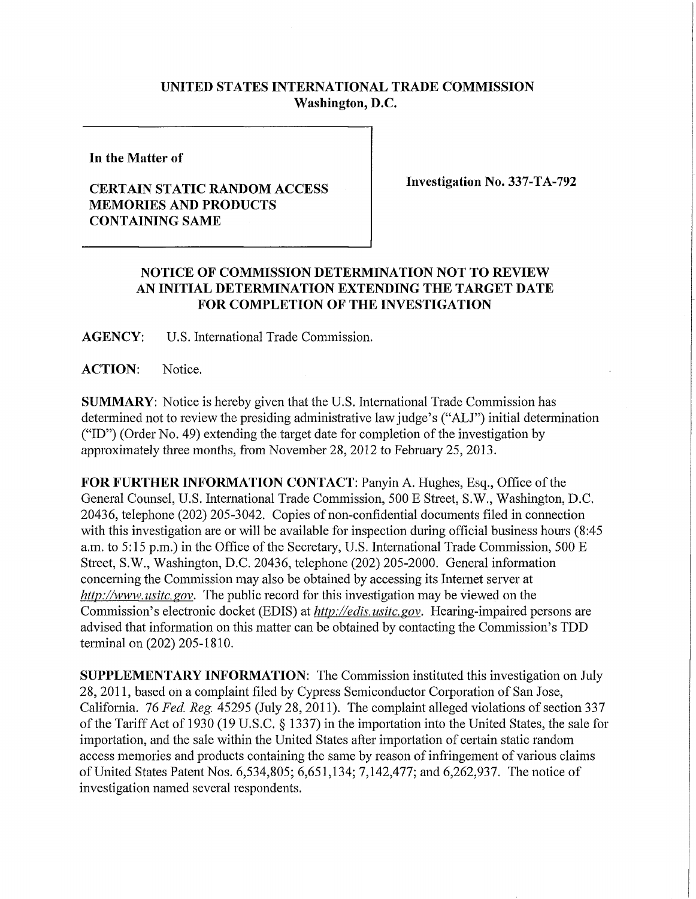**UNITED STATES INTERNATIONAL TRADE COMMISSION**
**Washington, D.C.**

**In the Matter of**

**CERTAIN STATIC RANDOM ACCESS MEMORIES AND PRODUCTS CONTAINING SAME**

**Investigation No. 337-TA-792**

## NOTICE OF COMMISSION DETERMINATION NOT TO REVIEW AN INITIAL DETERMINATION EXTENDING THE TARGET DATE FOR COMPLETION OF THE INVESTIGATION

**AGENCY**: U.S. International Trade Commission.

**ACTION**: Notice.

**SUMMARY**: Notice is hereby given that the U.S. International Trade Commission has determined not to review the presiding administrative law judge's ("ALJ") initial determination ("ID") (Order No. 49) extending the target date for completion of the investigation by approximately three months, from November 28, 2012 to February 25, 2013.

**FOR FURTHER INFORMATION CONTACT**: Panyin A. Hughes, Esq., Office of the General Counsel, U.S. International Trade Commission, 500 E Street, S.W., Washington, D.C. 20436, telephone (202) 205-3042. Copies of non-confidential documents filed in connection with this investigation are or will be available for inspection during official business hours (8:45 a.m. to 5:15 p.m.) in the Office of the Secretary, U.S. International Trade Commission, 500 E Street, S.W., Washington, D.C. 20436, telephone (202) 205-2000. General information concerning the Commission may also be obtained by accessing its Internet server at *http://www.usitc.gov*. The public record for this investigation may be viewed on the Commission's electronic docket (EDIS) at *http://edis.usitc.gov*. Hearing-impaired persons are advised that information on this matter can be obtained by contacting the Commission's TDD terminal on (202) 205-1810.

**SUPPLEMENTARY INFORMATION**: The Commission instituted this investigation on July 28, 2011, based on a complaint filed by Cypress Semiconductor Corporation of San Jose, California. 76 *Fed. Reg.* 45295 (July 28, 2011). The complaint alleged violations of section 337 of the Tariff Act of 1930 (19 U.S.C. § 1337) in the importation into the United States, the sale for importation, and the sale within the United States after importation of certain static random access memories and products containing the same by reason of infringement of various claims of United States Patent Nos. 6,534,805; 6,651,134; 7,142,477; and 6,262,937. The notice of investigation named several respondents.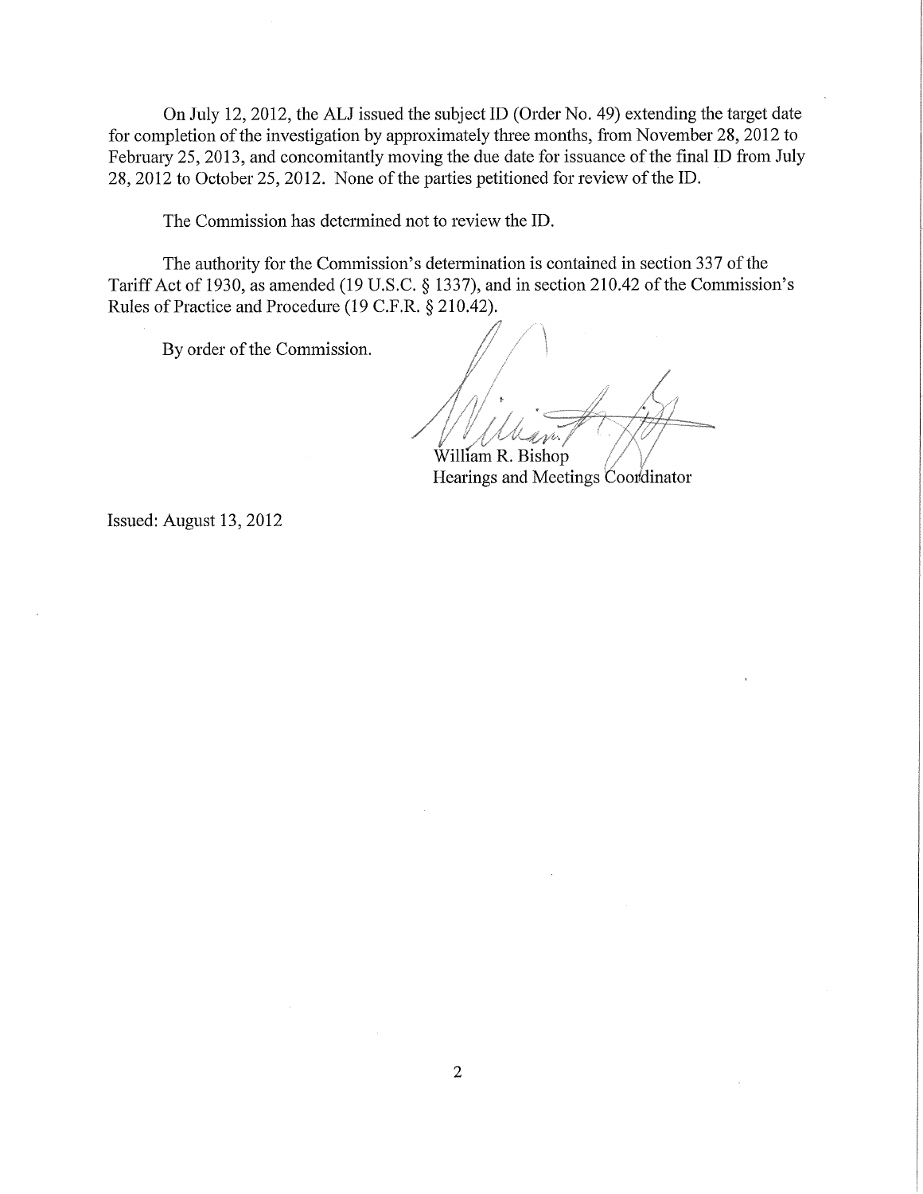On July 12, 2012, the ALJ issued the subject ID (Order No. 49) extending the target date for completion of the investigation by approximately three months, from November 28, 2012 to February 25, 2013, and concomitantly moving the due date for issuance of the final ID from July 28, 2012 to October 25, 2012. None of the parties petitioned for review of the ID.

The Commission has determined not to review the ID.

The authority for the Commission's determination is contained in section 337 of the Tariff Act of 1930, as amended (19 U.S.C. § 1337), and in section 210.42 of the Commission's Rules of Practice and Procedure (19 C.F.R. § 210.42).

By order of the Commission.

William R. Bishop
Hearings and Meetings Coordinator

Issued: August 13, 2012